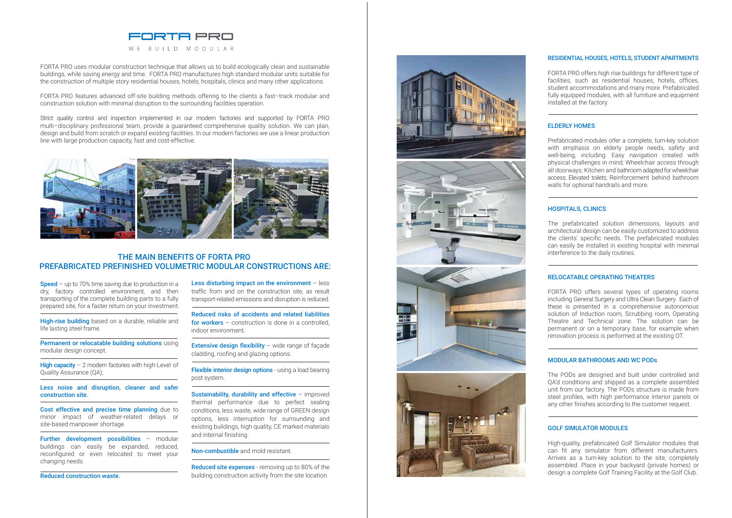# FORTA PRO

WE BUILD MODULAR

FORTA PRO uses modular construction technique that allows us to build ecologically clean and sustainable buildings, while saving energy and time. FORTA PRO manufactures high standard modular units suitable for the construction of multiple story residential houses, hotels, hospitals, clinics and many other applications.

FORTA PRO features advanced off-site building methods offering to the clients a fast–track modular and construction solution with minimal disruption to the surrounding facilities operation.

Strict quality control and inspection implemented in our modern factories and supported by FORTA PRO multi–disciplinary professional team, provide a guaranteed comprehensive quality solution. We can plan, design and build from scratch or expand existing facilities. In our modern factories we use a linear production line with large production capacity, fast and cost-effective.

## THE MAIN BENEFITS OF FORTA PRO PREFABRICATED PREFINISHED VOLUMETRIC MODULAR CONSTRUCTIONS ARE:

**Speed** – up to 70% time saving due to production in a dry, factory controlled environment, and then transporting of the complete building parts to a fully prepared site, for a faster return on your investment.

**High-rise building** based on a durable, reliable and life lasting steel frame.

**Permanent or relocatable building solutions** using modular design concept.

**High capacity** – 2 modern factories with high-Level of Quality Assurance (QA);

**Less noise and disruption, cleaner and safer construction site.**

**Cost effective and precise time planning** due to minor impact of weather-related delays or site-based manpower shortage.

**Further development possibilities** – modular buildings can easily be expanded, reduced, reconfigured or even relocated to meet your changing needs.

**Reduced construction waste.**

**Less disturbing impact on the environment** – less traffic from and on the construction site, as result transport-related emissions and disruption is reduced.

**Reduced risks of accidents and related liabilities for workers** – construction is done in a controlled, indoor environment.

**Extensive design flexibility** – wide range of façade cladding, roofing and glazing options.

**Flexible interior design options** - using a load bearing post system.

**Sustainability, durability and effective** – improved thermal performance due to perfect sealing conditions, less waste, wide range of GREEN design options, less interruption for surrounding and existing buildings, high quality, CE marked materials and internal finishing.

**Non-combustible** and mold resistant.

**Reduced site expenses** - removing up to 80% of the building construction activity from the site location.

### RESIDENTIAL HOUSES, HOTELS, STUDENT APARTMENTS

FORTA PRO offers high rise buildings for different type of facilities, such as residential houses, hotels, offices, student accommodations and many more. Prefabricated fully equipped modules, with all furniture and equipment installed at the factory.

### ELDERLY HOMES

Prefabricated modules offer a complete, turn-key solution with emphasis on elderly people needs, safety and well-being, including: Easy navigation created with physical challenges in mind; Wheelchair access through all doorways; Kitchen and bathroom adapted for wheelchair access; Elevated toilets; Reinforcement behind bathroom walls for optional handrails and more.

### HOSPITALS, CLINICS

The prefabricated solution dimensions, layouts and architectural design can be easily customized to address the clients' specific needs. The prefabricated modules can easily be installed in existing hospital with minimal interference to the daily routines.

### RELOCATABLE OPERATING THEATERS

FORTA PRO offers several types of operating rooms including General Surgery and Ultra Clean Surgery. Each of these is presented in a comprehensive autonomous solution of Induction room, Scrubbing room, Operating Theatre and Technical zone. The solution can be permanent or on a temporary base, for example when renovation process is performed at the existing OT.

### MODULAR BATHROOMS AND WC PODs

The PODs are designed and built under controlled and QA'd conditions and shipped as a complete assembled unit from our factory. The PODs structure is made from steel profiles, with high performance interior panels or any other finishes according to the customer request.

### GOLF SIMULATOR MODULES

High-quality, prefabricated Golf Simulator modules that can fit any simulator from different manufacturers. Arrives as a turn-key solution to the site, completely assembled. Place in your backyard (private homes) or design a complete Golf Training Facility at the Golf Club.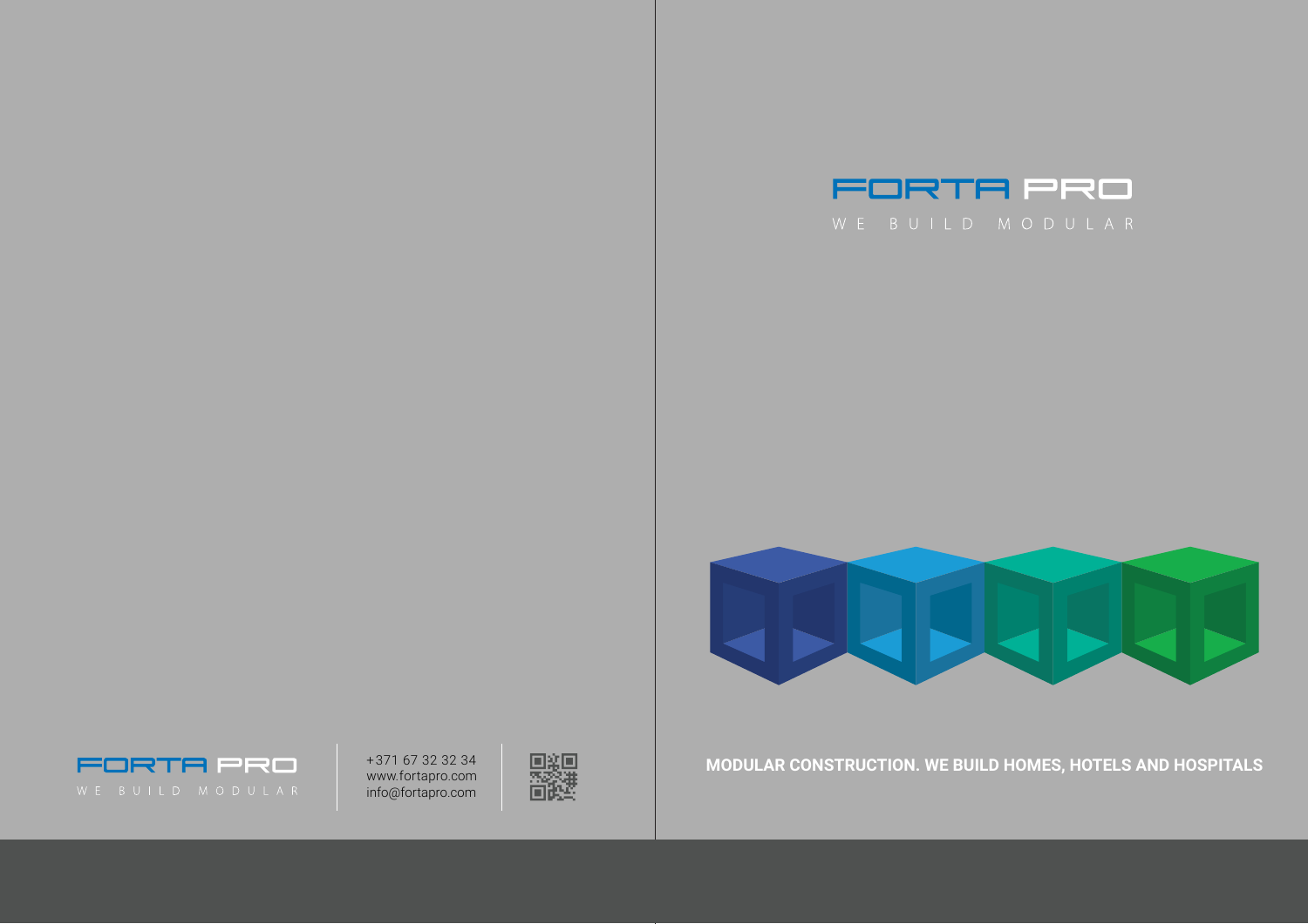FORTA PRO

WE BUILD MODULAR

+371 67 32 32 34
www.fortapro.com
info@fortapro.com

FORTA PRO

WE BUILD MODULAR

**MODULAR CONSTRUCTION. WE BUILD HOMES, HOTELS AND HOSPITALS**